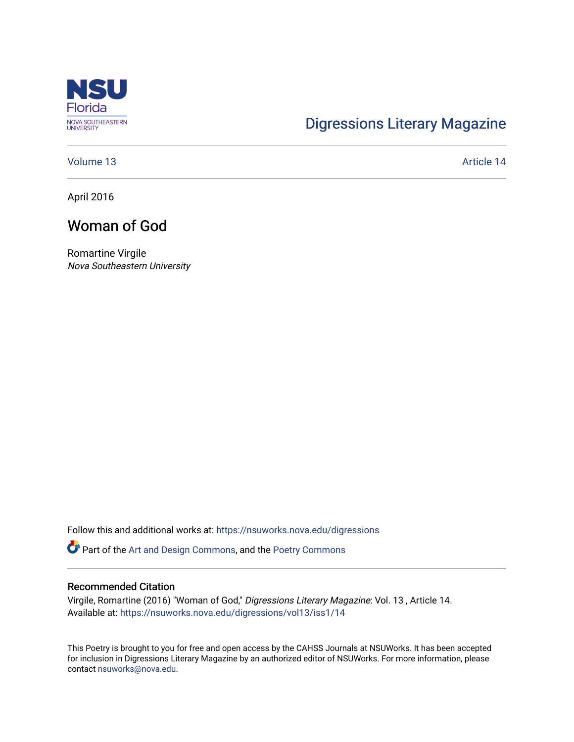NSU Florida
NOVA SOUTHEASTERN UNIVERSITY

Digressions Literary Magazine

Volume 13 | Article 14

April 2016

# Woman of God

Romartine Virgile
*Nova Southeastern University*

Follow this and additional works at: https://nsuworks.nova.edu/digressions

Part of the Art and Design Commons, and the Poetry Commons

## Recommended Citation

Virgile, Romartine (2016) "Woman of God," *Digressions Literary Magazine*: Vol. 13 , Article 14.
Available at: https://nsuworks.nova.edu/digressions/vol13/iss1/14

This Poetry is brought to you for free and open access by the CAHSS Journals at NSUWorks. It has been accepted for inclusion in Digressions Literary Magazine by an authorized editor of NSUWorks. For more information, please contact nsuworks@nova.edu.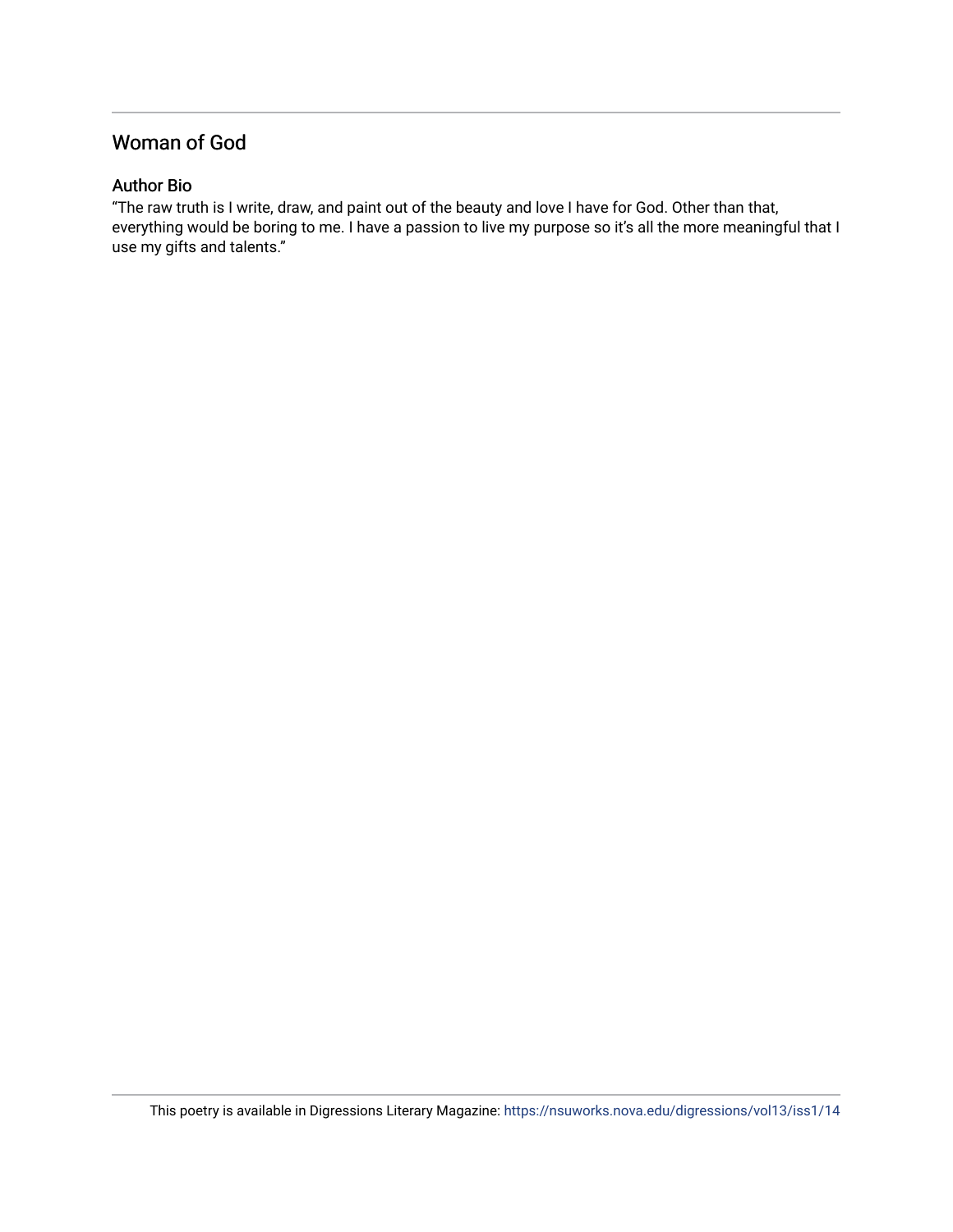## Woman of God

### Author Bio

"The raw truth is I write, draw, and paint out of the beauty and love I have for God. Other than that, everything would be boring to me. I have a passion to live my purpose so it's all the more meaningful that I use my gifts and talents."

This poetry is available in Digressions Literary Magazine: https://nsuworks.nova.edu/digressions/vol13/iss1/14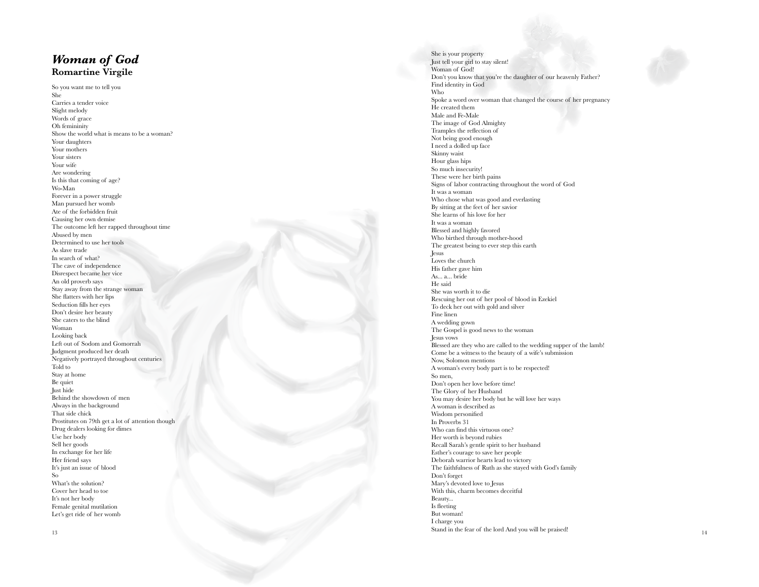## *Woman of God*

### Romartine Virgile

So you want me to tell you
She
Carries a tender voice
Slight melody
Words of grace
Oh femininity
Show the world what is means to be a woman?
Your daughters
Your mothers
Your sisters
Your wife
Are wondering
Is this that coming of age?
Wo-Man
Forever in a power struggle
Man pursued her womb
Ate of the forbidden fruit
Causing her own demise
The outcome left her rapped throughout time
Abused by men
Determined to use her tools
As slave trade
In search of what?
The cave of independence
Disrespect became her vice
An old proverb says
Stay away from the strange woman
She flatters with her lips
Seduction fills her eyes
Don't desire her beauty
She caters to the blind
Woman
Looking back
Left out of Sodom and Gomorrah
Judgment produced her death
Negatively portrayed throughout centuries
Told to
Stay at home
Be quiet
Just hide
Behind the showdown of men
Always in the background
That side chick
Prostitutes on 79th get a lot of attention though
Drug dealers looking for dimes
Use her body
Sell her goods
In exchange for her life
Her friend says
It's just an issue of blood
So
What's the solution?
Cover her head to toe
It's not her body
Female genital mutilation
Let's get ride of her womb

She is your property
Just tell your girl to stay silent!
Woman of God!
Don't you know that you're the daughter of our heavenly Father?
Find identity in God
Who
Spoke a word over woman that changed the course of her pregnancy
He created them
Male and Fe-Male
The image of God Almighty
Tramples the reflection of
Not being good enough
I need a dolled up face
Skinny waist
Hour glass hips
So much insecurity!
These were her birth pains
Signs of labor contracting throughout the word of God
It was a woman
Who chose what was good and everlasting
By sitting at the feet of her savior
She learns of his love for her
It was a woman
Blessed and highly favored
Who birthed through mother-hood
The greatest being to ever step this earth
Jesus
Loves the church
His father gave him
As... a... bride
He said
She was worth it to die
Rescuing her out of her pool of blood in Ezekiel
To deck her out with gold and silver
Fine linen
A wedding gown
The Gospel is good news to the woman
Jesus vows
Blessed are they who are called to the wedding supper of the lamb!
Come be a witness to the beauty of a wife's submission
Now, Solomon mentions
A woman's every body part is to be respected!
So men,
Don't open her love before time!
The Glory of her Husband
You may desire her body but he will love her ways
A woman is described as
Wisdom personified
In Proverbs 31
Who can find this virtuous one?
Her worth is beyond rubies
Recall Sarah's gentle spirit to her husband
Esther's courage to save her people
Deborah warrior hearts lead to victory
The faithfulness of Ruth as she stayed with God's family
Don't forget
Mary's devoted love to Jesus
With this, charm becomes deceitful
Beauty...
Is fleeting
But woman!
I charge you
Stand in the fear of the lord And you will be praised!